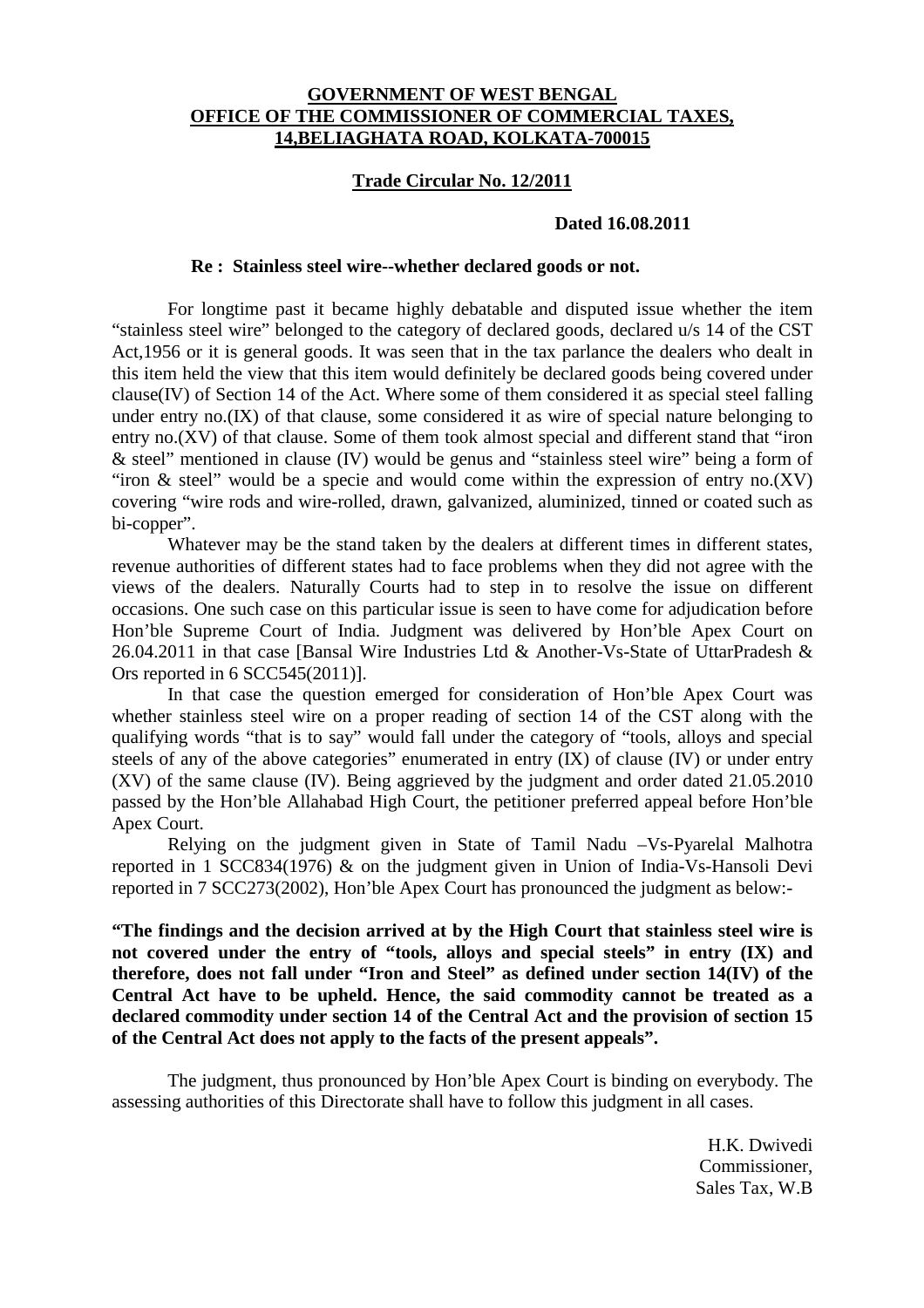**GOVERNMENT OF WEST BENGAL**
**OFFICE OF THE COMMISSIONER OF COMMERCIAL TAXES,**
**14,BELIAGHATA ROAD, KOLKATA-700015**

**Trade Circular No. 12/2011**

**Dated 16.08.2011**

**Re : Stainless steel wire--whether declared goods or not.**

For longtime past it became highly debatable and disputed issue whether the item "stainless steel wire" belonged to the category of declared goods, declared u/s 14 of the CST Act,1956 or it is general goods. It was seen that in the tax parlance the dealers who dealt in this item held the view that this item would definitely be declared goods being covered under clause(IV) of Section 14 of the Act. Where some of them considered it as special steel falling under entry no.(IX) of that clause, some considered it as wire of special nature belonging to entry no.(XV) of that clause. Some of them took almost special and different stand that "iron & steel" mentioned in clause (IV) would be genus and "stainless steel wire" being a form of "iron & steel" would be a specie and would come within the expression of entry no.(XV) covering "wire rods and wire-rolled, drawn, galvanized, aluminized, tinned or coated such as bi-copper".

Whatever may be the stand taken by the dealers at different times in different states, revenue authorities of different states had to face problems when they did not agree with the views of the dealers. Naturally Courts had to step in to resolve the issue on different occasions. One such case on this particular issue is seen to have come for adjudication before Hon'ble Supreme Court of India. Judgment was delivered by Hon'ble Apex Court on 26.04.2011 in that case [Bansal Wire Industries Ltd & Another-Vs-State of UttarPradesh & Ors reported in 6 SCC545(2011)].

In that case the question emerged for consideration of Hon'ble Apex Court was whether stainless steel wire on a proper reading of section 14 of the CST along with the qualifying words "that is to say" would fall under the category of "tools, alloys and special steels of any of the above categories" enumerated in entry (IX) of clause (IV) or under entry (XV) of the same clause (IV). Being aggrieved by the judgment and order dated 21.05.2010 passed by the Hon'ble Allahabad High Court, the petitioner preferred appeal before Hon'ble Apex Court.

Relying on the judgment given in State of Tamil Nadu –Vs-Pyarelal Malhotra reported in 1 SCC834(1976) & on the judgment given in Union of India-Vs-Hansoli Devi reported in 7 SCC273(2002), Hon'ble Apex Court has pronounced the judgment as below:-

**"The findings and the decision arrived at by the High Court that stainless steel wire is not covered under the entry of "tools, alloys and special steels" in entry (IX) and therefore, does not fall under "Iron and Steel" as defined under section 14(IV) of the Central Act have to be upheld. Hence, the said commodity cannot be treated as a declared commodity under section 14 of the Central Act and the provision of section 15 of the Central Act does not apply to the facts of the present appeals".**

The judgment, thus pronounced by Hon'ble Apex Court is binding on everybody. The assessing authorities of this Directorate shall have to follow this judgment in all cases.

H.K. Dwivedi
Commissioner,
Sales Tax, W.B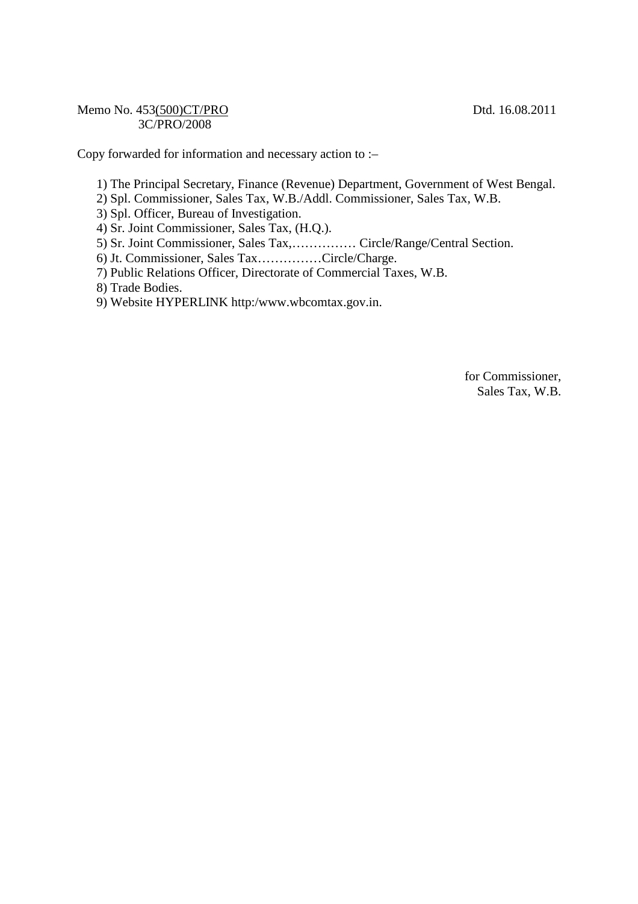Memo No. 453(500)CT/PRO
3C/PRO/2008

Dtd. 16.08.2011

Copy forwarded for information and necessary action to :–

1) The Principal Secretary, Finance (Revenue) Department, Government of West Bengal.
2) Spl. Commissioner, Sales Tax, W.B./Addl. Commissioner, Sales Tax, W.B.
3) Spl. Officer, Bureau of Investigation.
4) Sr. Joint Commissioner, Sales Tax, (H.Q.).
5) Sr. Joint Commissioner, Sales Tax,…………… Circle/Range/Central Section.
6) Jt. Commissioner, Sales Tax……………Circle/Charge.
7) Public Relations Officer, Directorate of Commercial Taxes, W.B.
8) Trade Bodies.
9) Website HYPERLINK http:/www.wbcomtax.gov.in.

for Commissioner,
Sales Tax, W.B.